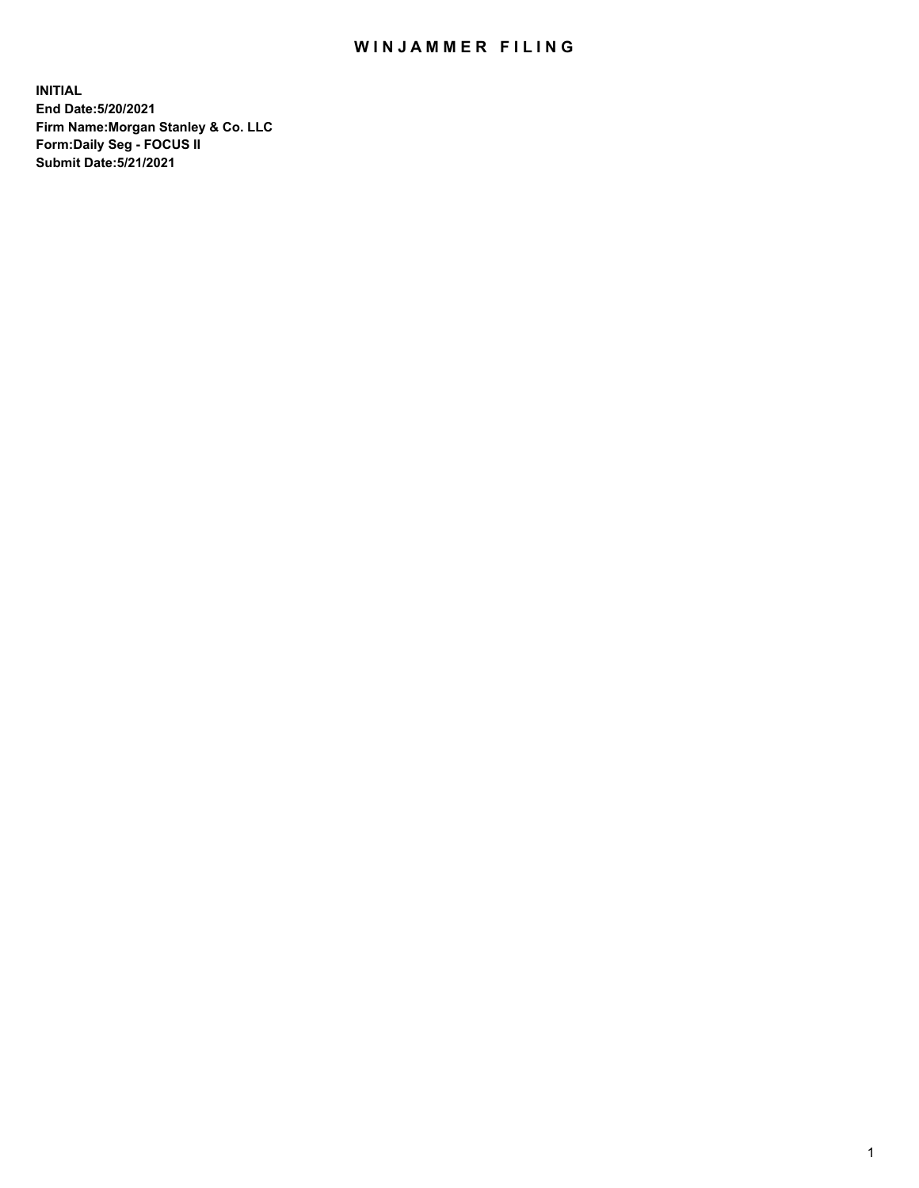# WINJAMMER FILING

**INITIAL**
**End Date:5/20/2021**
**Firm Name:Morgan Stanley & Co. LLC**
**Form:Daily Seg - FOCUS II**
**Submit Date:5/21/2021**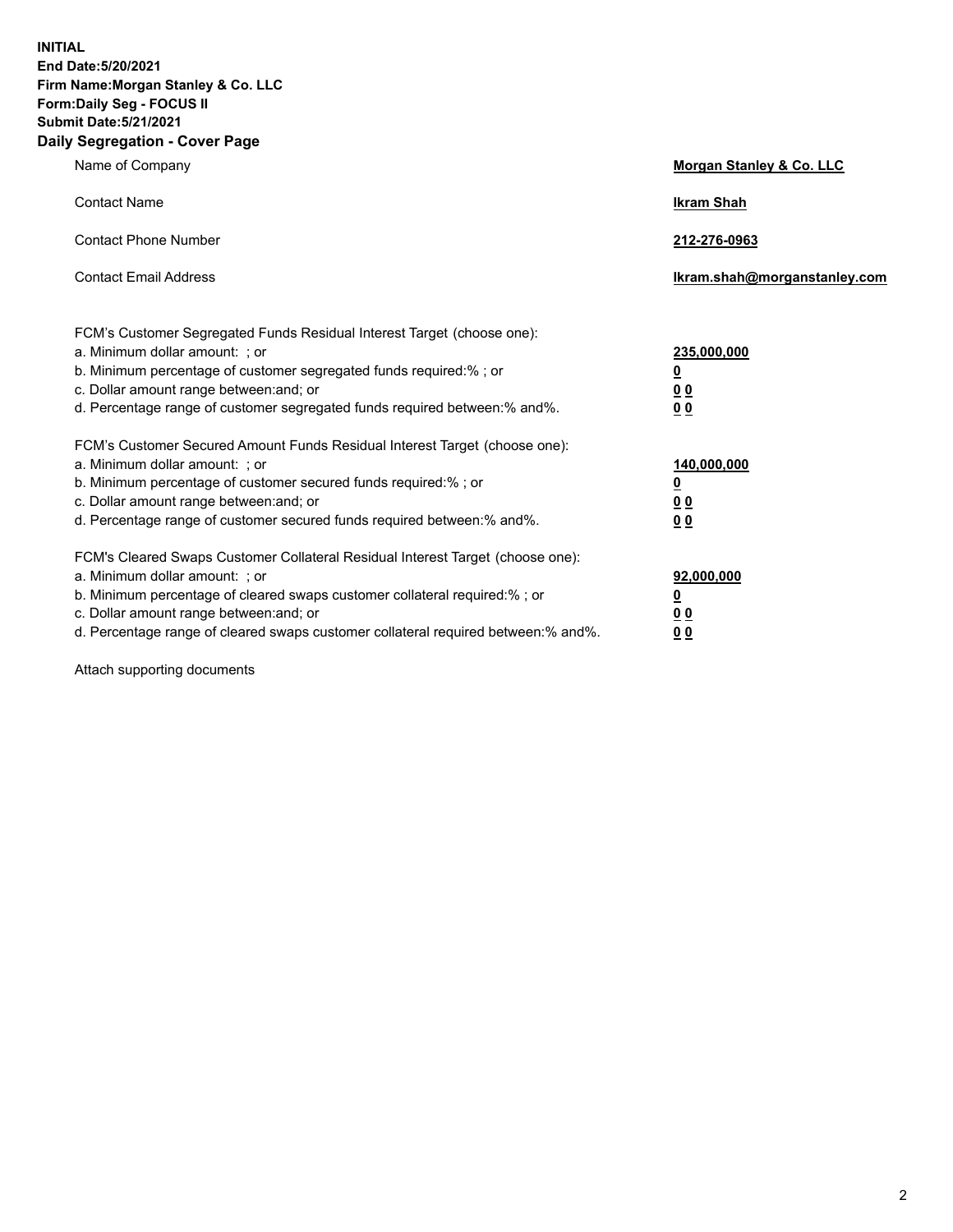**INITIAL**
**End Date:5/20/2021**
**Firm Name:Morgan Stanley & Co. LLC**
**Form:Daily Seg - FOCUS II**
**Submit Date:5/21/2021**

## Daily Segregation - Cover Page

| | |
|---|---|
| Name of Company | **Morgan Stanley & Co. LLC** |
| Contact Name | **Ikram Shah** |
| Contact Phone Number | **212-276-0963** |
| Contact Email Address | **Ikram.shah@morganstanley.com** |

| | |
|---|---|
| FCM's Customer Segregated Funds Residual Interest Target (choose one): | |
| a. Minimum dollar amount: ; or | **235,000,000** |
| b. Minimum percentage of customer segregated funds required:% ; or | **0** |
| c. Dollar amount range between:and; or | **0 0** |
| d. Percentage range of customer segregated funds required between:% and%. | **0 0** |
| FCM's Customer Secured Amount Funds Residual Interest Target (choose one): | |
| a. Minimum dollar amount: ; or | **140,000,000** |
| b. Minimum percentage of customer secured funds required:% ; or | **0** |
| c. Dollar amount range between:and; or | **0 0** |
| d. Percentage range of customer secured funds required between:% and%. | **0 0** |
| FCM's Cleared Swaps Customer Collateral Residual Interest Target (choose one): | |
| a. Minimum dollar amount: ; or | **92,000,000** |
| b. Minimum percentage of cleared swaps customer collateral required:% ; or | **0** |
| c. Dollar amount range between:and; or | **0 0** |
| d. Percentage range of cleared swaps customer collateral required between:% and%. | **0 0** |

Attach supporting documents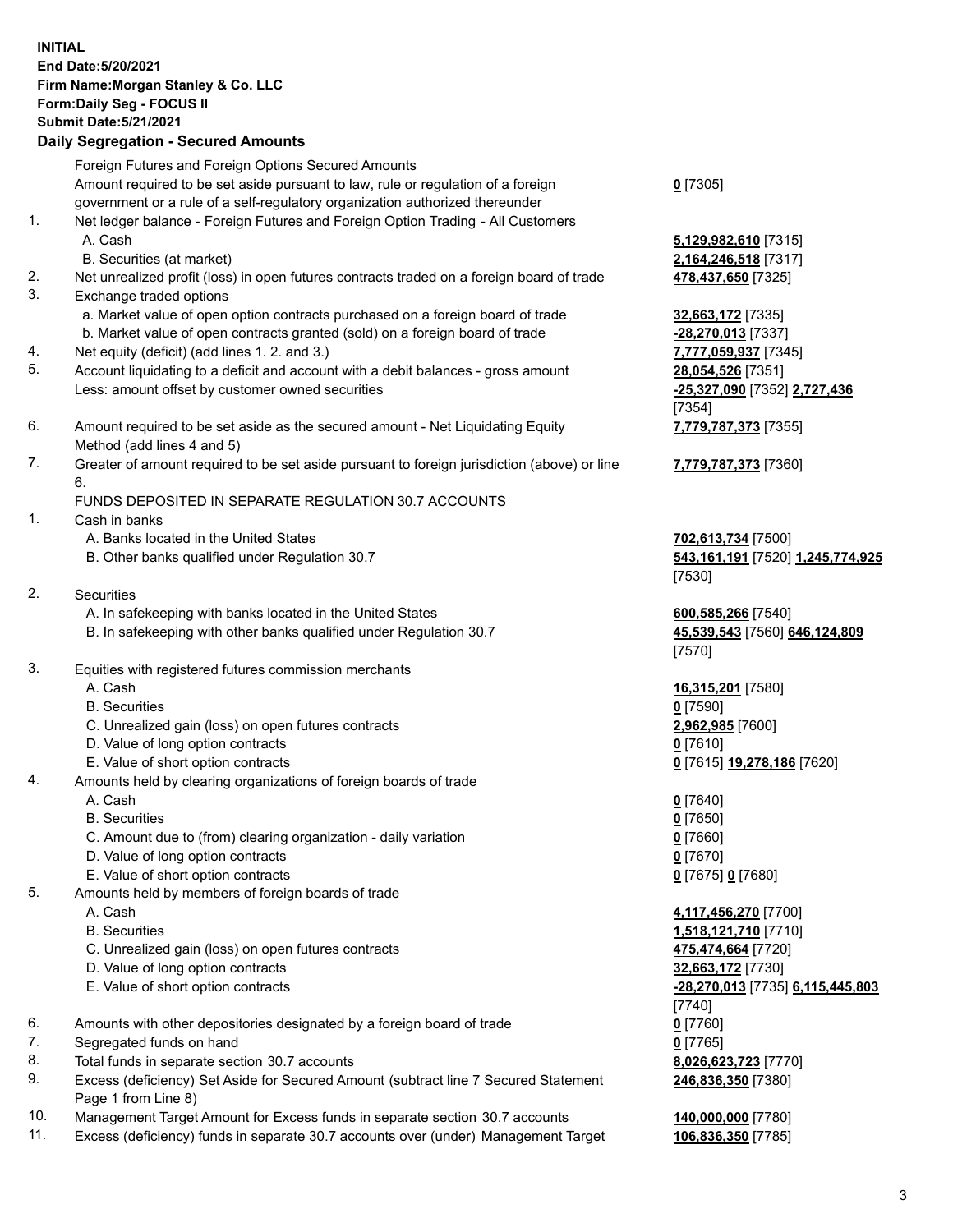**INITIAL**
**End Date:5/20/2021**
**Firm Name:Morgan Stanley & Co. LLC**
**Form:Daily Seg - FOCUS II**
**Submit Date:5/21/2021**

### Daily Segregation - Secured Amounts

| | | |
|---|---|---|
| | Foreign Futures and Foreign Options Secured Amounts | |
| | Amount required to be set aside pursuant to law, rule or regulation of a foreign government or a rule of a self-regulatory organization authorized thereunder | **0** [7305] |
| 1. | Net ledger balance - Foreign Futures and Foreign Option Trading - All Customers | |
| | A. Cash | **5,129,982,610** [7315] |
| | B. Securities (at market) | **2,164,246,518** [7317] |
| 2. | Net unrealized profit (loss) in open futures contracts traded on a foreign board of trade | **478,437,650** [7325] |
| 3. | Exchange traded options | |
| | a. Market value of open option contracts purchased on a foreign board of trade | **32,663,172** [7335] |
| | b. Market value of open contracts granted (sold) on a foreign board of trade | **-28,270,013** [7337] |
| 4. | Net equity (deficit) (add lines 1. 2. and 3.) | **7,777,059,937** [7345] |
| 5. | Account liquidating to a deficit and account with a debit balances - gross amount | **28,054,526** [7351] |
| | Less: amount offset by customer owned securities | **-25,327,090** [7352] **2,727,436** [7354] |
| 6. | Amount required to be set aside as the secured amount - Net Liquidating Equity Method (add lines 4 and 5) | **7,779,787,373** [7355] |
| 7. | Greater of amount required to be set aside pursuant to foreign jurisdiction (above) or line 6. | **7,779,787,373** [7360] |
| | FUNDS DEPOSITED IN SEPARATE REGULATION 30.7 ACCOUNTS | |
| 1. | Cash in banks | |
| | A. Banks located in the United States | **702,613,734** [7500] |
| | B. Other banks qualified under Regulation 30.7 | **543,161,191** [7520] **1,245,774,925** [7530] |
| 2. | Securities | |
| | A. In safekeeping with banks located in the United States | **600,585,266** [7540] |
| | B. In safekeeping with other banks qualified under Regulation 30.7 | **45,539,543** [7560] **646,124,809** [7570] |
| 3. | Equities with registered futures commission merchants | |
| | A. Cash | **16,315,201** [7580] |
| | B. Securities | **0** [7590] |
| | C. Unrealized gain (loss) on open futures contracts | **2,962,985** [7600] |
| | D. Value of long option contracts | **0** [7610] |
| | E. Value of short option contracts | **0** [7615] **19,278,186** [7620] |
| 4. | Amounts held by clearing organizations of foreign boards of trade | |
| | A. Cash | **0** [7640] |
| | B. Securities | **0** [7650] |
| | C. Amount due to (from) clearing organization - daily variation | **0** [7660] |
| | D. Value of long option contracts | **0** [7670] |
| | E. Value of short option contracts | **0** [7675] **0** [7680] |
| 5. | Amounts held by members of foreign boards of trade | |
| | A. Cash | **4,117,456,270** [7700] |
| | B. Securities | **1,518,121,710** [7710] |
| | C. Unrealized gain (loss) on open futures contracts | **475,474,664** [7720] |
| | D. Value of long option contracts | **32,663,172** [7730] |
| | E. Value of short option contracts | **-28,270,013** [7735] **6,115,445,803** [7740] |
| 6. | Amounts with other depositories designated by a foreign board of trade | **0** [7760] |
| 7. | Segregated funds on hand | **0** [7765] |
| 8. | Total funds in separate section 30.7 accounts | **8,026,623,723** [7770] |
| 9. | Excess (deficiency) Set Aside for Secured Amount (subtract line 7 Secured Statement Page 1 from Line 8) | **246,836,350** [7380] |
| 10. | Management Target Amount for Excess funds in separate section 30.7 accounts | **140,000,000** [7780] |
| 11. | Excess (deficiency) funds in separate 30.7 accounts over (under) Management Target | **106,836,350** [7785] |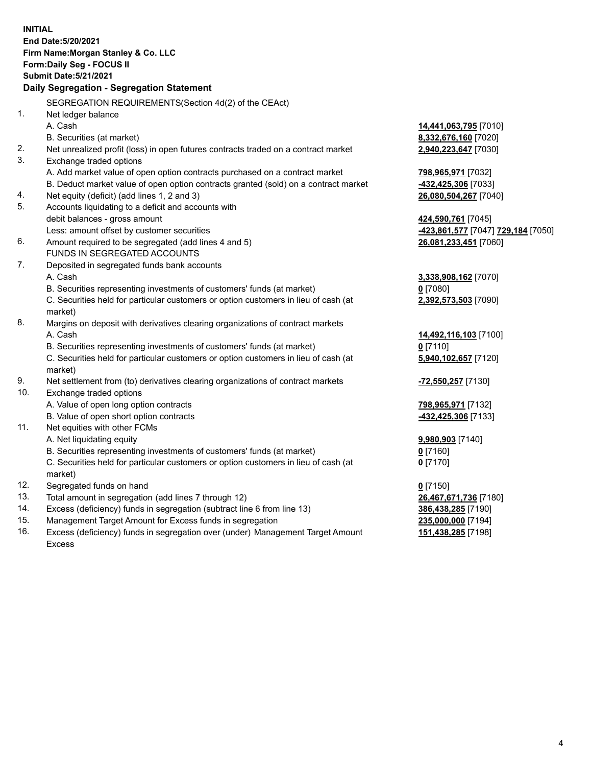**INITIAL**
**End Date:5/20/2021**
**Firm Name:Morgan Stanley & Co. LLC**
**Form:Daily Seg - FOCUS II**
**Submit Date:5/21/2021**

## Daily Segregation - Segregation Statement

SEGREGATION REQUIREMENTS(Section 4d(2) of the CEAct)

| | | |
|---|---|---|
| 1. | Net ledger balance | |
| | A. Cash | **14,441,063,795** [7010] |
| | B. Securities (at market) | **8,332,676,160** [7020] |
| 2. | Net unrealized profit (loss) in open futures contracts traded on a contract market | **2,940,223,647** [7030] |
| 3. | Exchange traded options | |
| | A. Add market value of open option contracts purchased on a contract market | **798,965,971** [7032] |
| | B. Deduct market value of open option contracts granted (sold) on a contract market | **-432,425,306** [7033] |
| 4. | Net equity (deficit) (add lines 1, 2 and 3) | **26,080,504,267** [7040] |
| 5. | Accounts liquidating to a deficit and accounts with debit balances - gross amount | **424,590,761** [7045] |
| | Less: amount offset by customer securities | **-423,861,577** [7047] **729,184** [7050] |
| 6. | Amount required to be segregated (add lines 4 and 5) | **26,081,233,451** [7060] |
| | FUNDS IN SEGREGATED ACCOUNTS | |
| 7. | Deposited in segregated funds bank accounts | |
| | A. Cash | **3,338,908,162** [7070] |
| | B. Securities representing investments of customers' funds (at market) | **0** [7080] |
| | C. Securities held for particular customers or option customers in lieu of cash (at market) | **2,392,573,503** [7090] |
| 8. | Margins on deposit with derivatives clearing organizations of contract markets | |
| | A. Cash | **14,492,116,103** [7100] |
| | B. Securities representing investments of customers' funds (at market) | **0** [7110] |
| | C. Securities held for particular customers or option customers in lieu of cash (at market) | **5,940,102,657** [7120] |
| 9. | Net settlement from (to) derivatives clearing organizations of contract markets | **-72,550,257** [7130] |
| 10. | Exchange traded options | |
| | A. Value of open long option contracts | **798,965,971** [7132] |
| | B. Value of open short option contracts | **-432,425,306** [7133] |
| 11. | Net equities with other FCMs | |
| | A. Net liquidating equity | **9,980,903** [7140] |
| | B. Securities representing investments of customers' funds (at market) | **0** [7160] |
| | C. Securities held for particular customers or option customers in lieu of cash (at market) | **0** [7170] |
| 12. | Segregated funds on hand | **0** [7150] |
| 13. | Total amount in segregation (add lines 7 through 12) | **26,467,671,736** [7180] |
| 14. | Excess (deficiency) funds in segregation (subtract line 6 from line 13) | **386,438,285** [7190] |
| 15. | Management Target Amount for Excess funds in segregation | **235,000,000** [7194] |
| 16. | Excess (deficiency) funds in segregation over (under) Management Target Amount Excess | **151,438,285** [7198] |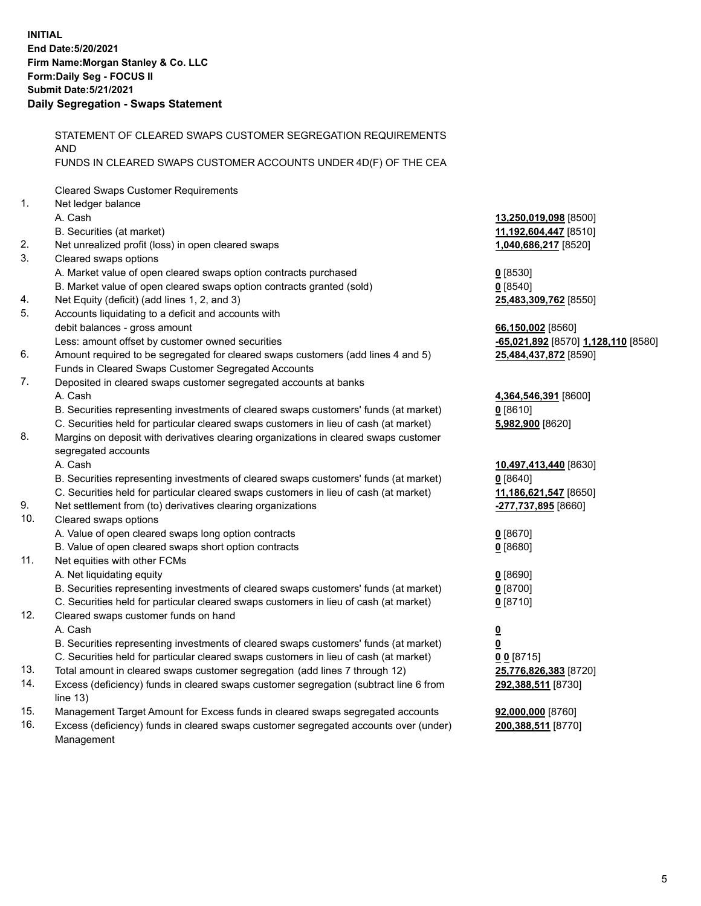**INITIAL**
**End Date:5/20/2021**
**Firm Name:Morgan Stanley & Co. LLC**
**Form:Daily Seg - FOCUS II**
**Submit Date:5/21/2021**
**Daily Segregation - Swaps Statement**

STATEMENT OF CLEARED SWAPS CUSTOMER SEGREGATION REQUIREMENTS AND FUNDS IN CLEARED SWAPS CUSTOMER ACCOUNTS UNDER 4D(F) OF THE CEA

| | | |
|---|---|---|
| | Cleared Swaps Customer Requirements | |
| 1. | Net ledger balance | |
| | A. Cash | **13,250,019,098** [8500] |
| | B. Securities (at market) | **11,192,604,447** [8510] |
| 2. | Net unrealized profit (loss) in open cleared swaps | **1,040,686,217** [8520] |
| 3. | Cleared swaps options | |
| | A. Market value of open cleared swaps option contracts purchased | **0** [8530] |
| | B. Market value of open cleared swaps option contracts granted (sold) | **0** [8540] |
| 4. | Net Equity (deficit) (add lines 1, 2, and 3) | **25,483,309,762** [8550] |
| 5. | Accounts liquidating to a deficit and accounts with debit balances - gross amount | **66,150,002** [8560] |
| | Less: amount offset by customer owned securities | **-65,021,892** [8570] **1,128,110** [8580] |
| 6. | Amount required to be segregated for cleared swaps customers (add lines 4 and 5) | **25,484,437,872** [8590] |
| | Funds in Cleared Swaps Customer Segregated Accounts | |
| 7. | Deposited in cleared swaps customer segregated accounts at banks | |
| | A. Cash | **4,364,546,391** [8600] |
| | B. Securities representing investments of cleared swaps customers' funds (at market) | **0** [8610] |
| | C. Securities held for particular cleared swaps customers in lieu of cash (at market) | **5,982,900** [8620] |
| 8. | Margins on deposit with derivatives clearing organizations in cleared swaps customer segregated accounts | |
| | A. Cash | **10,497,413,440** [8630] |
| | B. Securities representing investments of cleared swaps customers' funds (at market) | **0** [8640] |
| | C. Securities held for particular cleared swaps customers in lieu of cash (at market) | **11,186,621,547** [8650] |
| 9. | Net settlement from (to) derivatives clearing organizations | **-277,737,895** [8660] |
| 10. | Cleared swaps options | |
| | A. Value of open cleared swaps long option contracts | **0** [8670] |
| | B. Value of open cleared swaps short option contracts | **0** [8680] |
| 11. | Net equities with other FCMs | |
| | A. Net liquidating equity | **0** [8690] |
| | B. Securities representing investments of cleared swaps customers' funds (at market) | **0** [8700] |
| | C. Securities held for particular cleared swaps customers in lieu of cash (at market) | **0** [8710] |
| 12. | Cleared swaps customer funds on hand | |
| | A. Cash | **0** |
| | B. Securities representing investments of cleared swaps customers' funds (at market) | **0** |
| | C. Securities held for particular cleared swaps customers in lieu of cash (at market) | **0** **0** [8715] |
| 13. | Total amount in cleared swaps customer segregation (add lines 7 through 12) | **25,776,826,383** [8720] |
| 14. | Excess (deficiency) funds in cleared swaps customer segregation (subtract line 6 from line 13) | **292,388,511** [8730] |
| 15. | Management Target Amount for Excess funds in cleared swaps segregated accounts | **92,000,000** [8760] |
| 16. | Excess (deficiency) funds in cleared swaps customer segregated accounts over (under) Management | **200,388,511** [8770] |